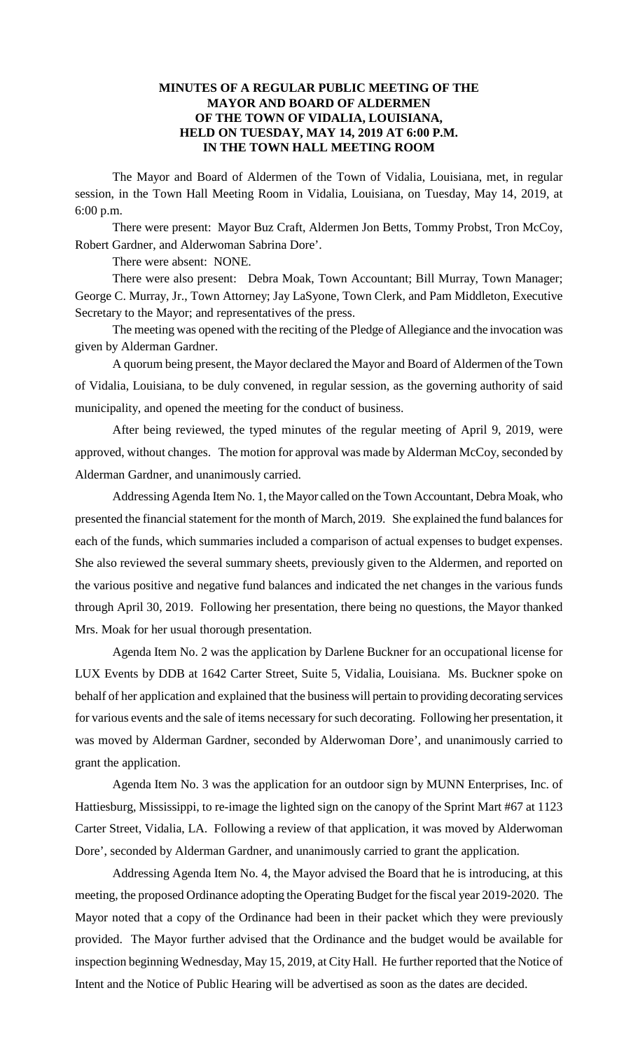# MINUTES OF A REGULAR PUBLIC MEETING OF THE MAYOR AND BOARD OF ALDERMEN OF THE TOWN OF VIDALIA, LOUISIANA, HELD ON TUESDAY, MAY 14, 2019 AT 6:00 P.M. IN THE TOWN HALL MEETING ROOM

The Mayor and Board of Aldermen of the Town of Vidalia, Louisiana, met, in regular session, in the Town Hall Meeting Room in Vidalia, Louisiana, on Tuesday, May 14, 2019, at 6:00 p.m.

There were present: Mayor Buz Craft, Aldermen Jon Betts, Tommy Probst, Tron McCoy, Robert Gardner, and Alderwoman Sabrina Dore'.

There were absent: NONE.

There were also present: Debra Moak, Town Accountant; Bill Murray, Town Manager; George C. Murray, Jr., Town Attorney; Jay LaSyone, Town Clerk, and Pam Middleton, Executive Secretary to the Mayor; and representatives of the press.

The meeting was opened with the reciting of the Pledge of Allegiance and the invocation was given by Alderman Gardner.

A quorum being present, the Mayor declared the Mayor and Board of Aldermen of the Town of Vidalia, Louisiana, to be duly convened, in regular session, as the governing authority of said municipality, and opened the meeting for the conduct of business.

After being reviewed, the typed minutes of the regular meeting of April 9, 2019, were approved, without changes. The motion for approval was made by Alderman McCoy, seconded by Alderman Gardner, and unanimously carried.

Addressing Agenda Item No. 1, the Mayor called on the Town Accountant, Debra Moak, who presented the financial statement for the month of March, 2019. She explained the fund balances for each of the funds, which summaries included a comparison of actual expenses to budget expenses. She also reviewed the several summary sheets, previously given to the Aldermen, and reported on the various positive and negative fund balances and indicated the net changes in the various funds through April 30, 2019. Following her presentation, there being no questions, the Mayor thanked Mrs. Moak for her usual thorough presentation.

Agenda Item No. 2 was the application by Darlene Buckner for an occupational license for LUX Events by DDB at 1642 Carter Street, Suite 5, Vidalia, Louisiana. Ms. Buckner spoke on behalf of her application and explained that the business will pertain to providing decorating services for various events and the sale of items necessary for such decorating. Following her presentation, it was moved by Alderman Gardner, seconded by Alderwoman Dore', and unanimously carried to grant the application.

Agenda Item No. 3 was the application for an outdoor sign by MUNN Enterprises, Inc. of Hattiesburg, Mississippi, to re-image the lighted sign on the canopy of the Sprint Mart #67 at 1123 Carter Street, Vidalia, LA. Following a review of that application, it was moved by Alderwoman Dore', seconded by Alderman Gardner, and unanimously carried to grant the application.

Addressing Agenda Item No. 4, the Mayor advised the Board that he is introducing, at this meeting, the proposed Ordinance adopting the Operating Budget for the fiscal year 2019-2020. The Mayor noted that a copy of the Ordinance had been in their packet which they were previously provided. The Mayor further advised that the Ordinance and the budget would be available for inspection beginning Wednesday, May 15, 2019, at City Hall. He further reported that the Notice of Intent and the Notice of Public Hearing will be advertised as soon as the dates are decided.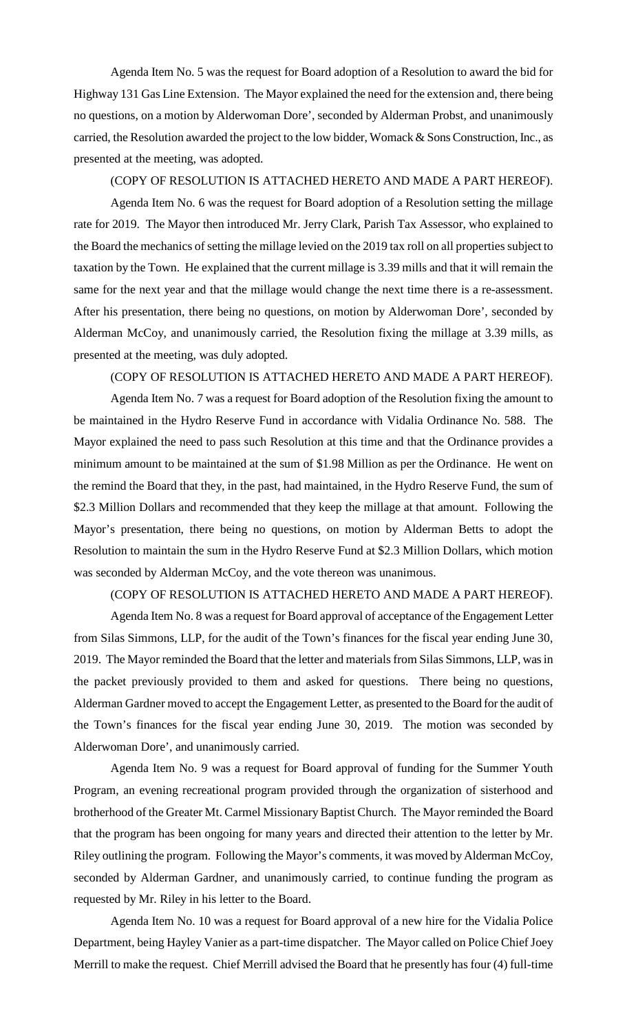Agenda Item No. 5 was the request for Board adoption of a Resolution to award the bid for Highway 131 Gas Line Extension. The Mayor explained the need for the extension and, there being no questions, on a motion by Alderwoman Dore', seconded by Alderman Probst, and unanimously carried, the Resolution awarded the project to the low bidder, Womack & Sons Construction, Inc., as presented at the meeting, was adopted.

(COPY OF RESOLUTION IS ATTACHED HERETO AND MADE A PART HEREOF).

Agenda Item No. 6 was the request for Board adoption of a Resolution setting the millage rate for 2019. The Mayor then introduced Mr. Jerry Clark, Parish Tax Assessor, who explained to the Board the mechanics of setting the millage levied on the 2019 tax roll on all properties subject to taxation by the Town. He explained that the current millage is 3.39 mills and that it will remain the same for the next year and that the millage would change the next time there is a re-assessment. After his presentation, there being no questions, on motion by Alderwoman Dore', seconded by Alderman McCoy, and unanimously carried, the Resolution fixing the millage at 3.39 mills, as presented at the meeting, was duly adopted.

(COPY OF RESOLUTION IS ATTACHED HERETO AND MADE A PART HEREOF).

Agenda Item No. 7 was a request for Board adoption of the Resolution fixing the amount to be maintained in the Hydro Reserve Fund in accordance with Vidalia Ordinance No. 588. The Mayor explained the need to pass such Resolution at this time and that the Ordinance provides a minimum amount to be maintained at the sum of $1.98 Million as per the Ordinance. He went on the remind the Board that they, in the past, had maintained, in the Hydro Reserve Fund, the sum of $2.3 Million Dollars and recommended that they keep the millage at that amount. Following the Mayor's presentation, there being no questions, on motion by Alderman Betts to adopt the Resolution to maintain the sum in the Hydro Reserve Fund at $2.3 Million Dollars, which motion was seconded by Alderman McCoy, and the vote thereon was unanimous.

(COPY OF RESOLUTION IS ATTACHED HERETO AND MADE A PART HEREOF).

Agenda Item No. 8 was a request for Board approval of acceptance of the Engagement Letter from Silas Simmons, LLP, for the audit of the Town's finances for the fiscal year ending June 30, 2019. The Mayor reminded the Board that the letter and materials from Silas Simmons, LLP, was in the packet previously provided to them and asked for questions. There being no questions, Alderman Gardner moved to accept the Engagement Letter, as presented to the Board for the audit of the Town's finances for the fiscal year ending June 30, 2019. The motion was seconded by Alderwoman Dore', and unanimously carried.

Agenda Item No. 9 was a request for Board approval of funding for the Summer Youth Program, an evening recreational program provided through the organization of sisterhood and brotherhood of the Greater Mt. Carmel Missionary Baptist Church. The Mayor reminded the Board that the program has been ongoing for many years and directed their attention to the letter by Mr. Riley outlining the program. Following the Mayor's comments, it was moved by Alderman McCoy, seconded by Alderman Gardner, and unanimously carried, to continue funding the program as requested by Mr. Riley in his letter to the Board.

Agenda Item No. 10 was a request for Board approval of a new hire for the Vidalia Police Department, being Hayley Vanier as a part-time dispatcher. The Mayor called on Police Chief Joey Merrill to make the request. Chief Merrill advised the Board that he presently has four (4) full-time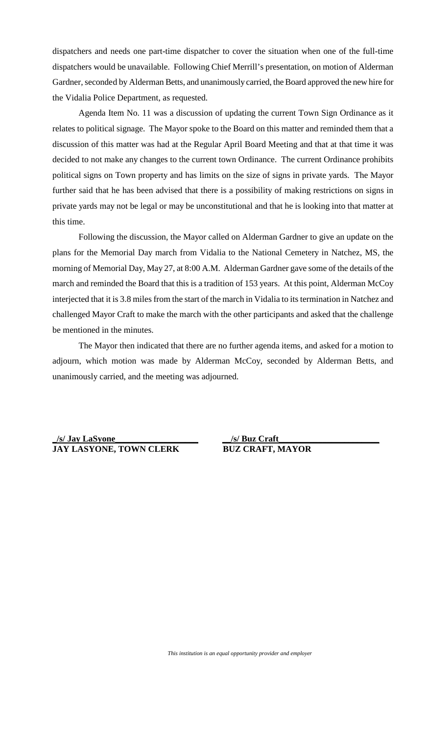dispatchers and needs one part-time dispatcher to cover the situation when one of the full-time dispatchers would be unavailable. Following Chief Merrill's presentation, on motion of Alderman Gardner, seconded by Alderman Betts, and unanimously carried, the Board approved the new hire for the Vidalia Police Department, as requested.

Agenda Item No. 11 was a discussion of updating the current Town Sign Ordinance as it relates to political signage. The Mayor spoke to the Board on this matter and reminded them that a discussion of this matter was had at the Regular April Board Meeting and that at that time it was decided to not make any changes to the current town Ordinance. The current Ordinance prohibits political signs on Town property and has limits on the size of signs in private yards. The Mayor further said that he has been advised that there is a possibility of making restrictions on signs in private yards may not be legal or may be unconstitutional and that he is looking into that matter at this time.

Following the discussion, the Mayor called on Alderman Gardner to give an update on the plans for the Memorial Day march from Vidalia to the National Cemetery in Natchez, MS, the morning of Memorial Day, May 27, at 8:00 A.M. Alderman Gardner gave some of the details of the march and reminded the Board that this is a tradition of 153 years. At this point, Alderman McCoy interjected that it is 3.8 miles from the start of the march in Vidalia to its termination in Natchez and challenged Mayor Craft to make the march with the other participants and asked that the challenge be mentioned in the minutes.

The Mayor then indicated that there are no further agenda items, and asked for a motion to adjourn, which motion was made by Alderman McCoy, seconded by Alderman Betts, and unanimously carried, and the meeting was adjourned.

**/s/ Jay LaSyone**
**JAY LASYONE, TOWN CLERK**

**/s/ Buz Craft**
**BUZ CRAFT, MAYOR**

*This institution is an equal opportunity provider and employer*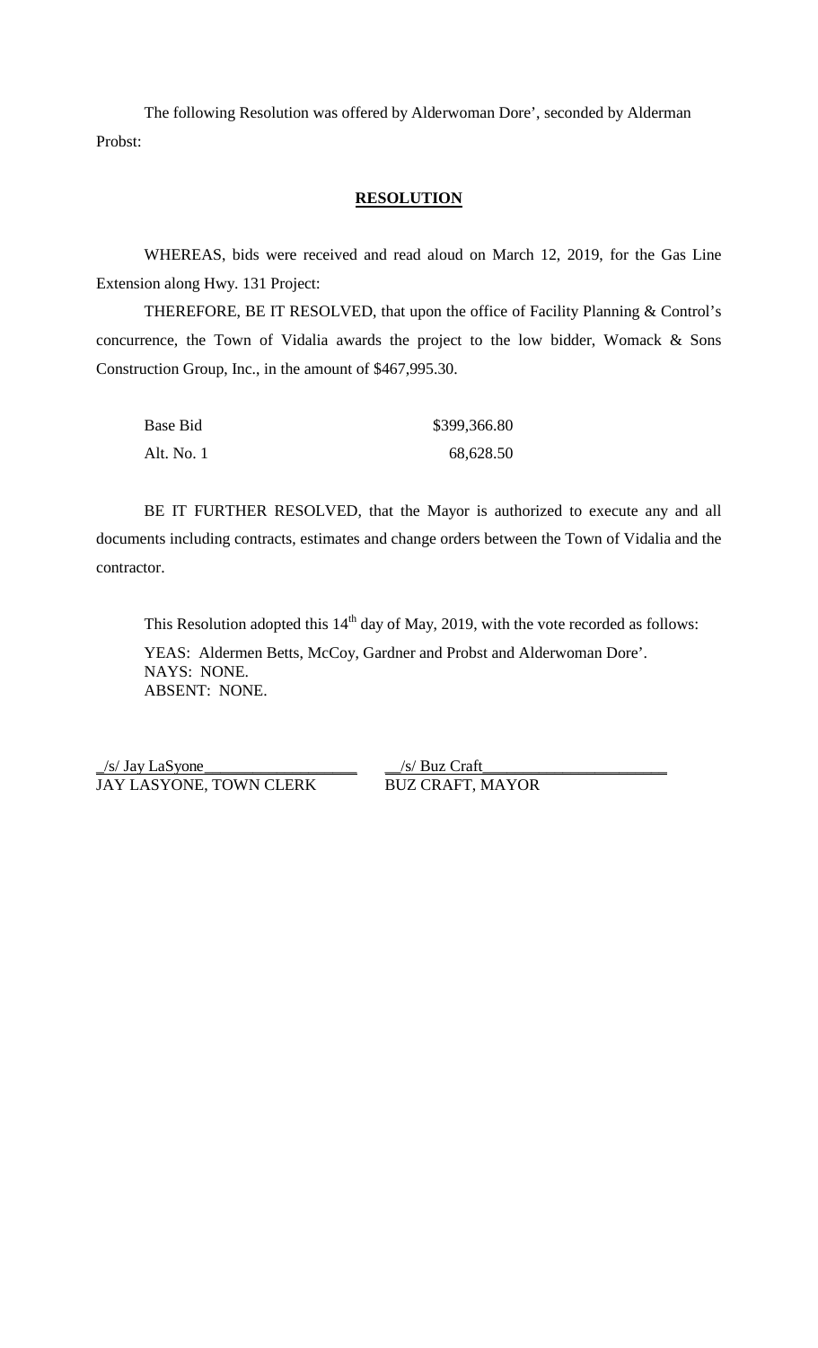The following Resolution was offered by Alderwoman Dore', seconded by Alderman Probst:

**RESOLUTION**

WHEREAS, bids were received and read aloud on March 12, 2019, for the Gas Line Extension along Hwy. 131 Project:

THEREFORE, BE IT RESOLVED, that upon the office of Facility Planning & Control's concurrence, the Town of Vidalia awards the project to the low bidder, Womack & Sons Construction Group, Inc., in the amount of $467,995.30.

| | |
|---|---|
| Base Bid | $399,366.80 |
| Alt. No. 1 | 68,628.50 |

BE IT FURTHER RESOLVED, that the Mayor is authorized to execute any and all documents including contracts, estimates and change orders between the Town of Vidalia and the contractor.

This Resolution adopted this 14th day of May, 2019, with the vote recorded as follows:

YEAS: Aldermen Betts, McCoy, Gardner and Probst and Alderwoman Dore'.
NAYS: NONE.
ABSENT: NONE.

/s/ Jay LaSyone
JAY LASYONE, TOWN CLERK

/s/ Buz Craft
BUZ CRAFT, MAYOR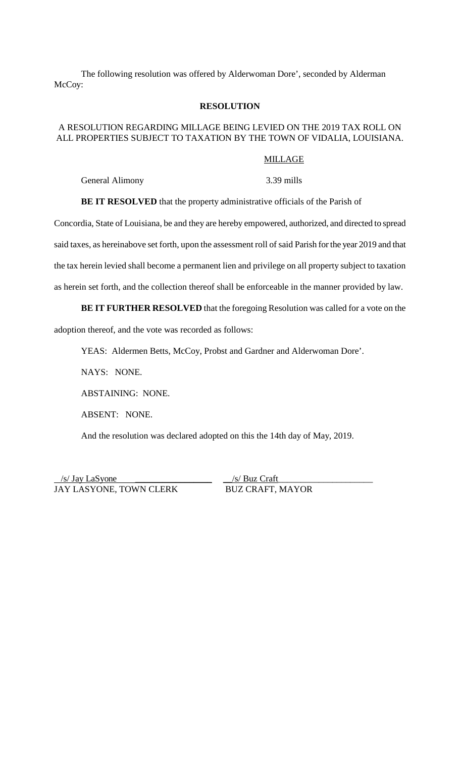The following resolution was offered by Alderwoman Dore', seconded by Alderman McCoy:

**RESOLUTION**

A RESOLUTION REGARDING MILLAGE BEING LEVIED ON THE 2019 TAX ROLL ON ALL PROPERTIES SUBJECT TO TAXATION BY THE TOWN OF VIDALIA, LOUISIANA.

| | MILLAGE |
|---|---|
| General Alimony | 3.39 mills |

**BE IT RESOLVED** that the property administrative officials of the Parish of Concordia, State of Louisiana, be and they are hereby empowered, authorized, and directed to spread said taxes, as hereinabove set forth, upon the assessment roll of said Parish for the year 2019 and that the tax herein levied shall become a permanent lien and privilege on all property subject to taxation as herein set forth, and the collection thereof shall be enforceable in the manner provided by law.

**BE IT FURTHER RESOLVED** that the foregoing Resolution was called for a vote on the adoption thereof, and the vote was recorded as follows:

YEAS: Aldermen Betts, McCoy, Probst and Gardner and Alderwoman Dore'.

NAYS: NONE.

ABSTAINING: NONE.

ABSENT: NONE.

And the resolution was declared adopted on this the 14th day of May, 2019.

/s/ Jay LaSyone
JAY LASYONE, TOWN CLERK

/s/ Buz Craft
BUZ CRAFT, MAYOR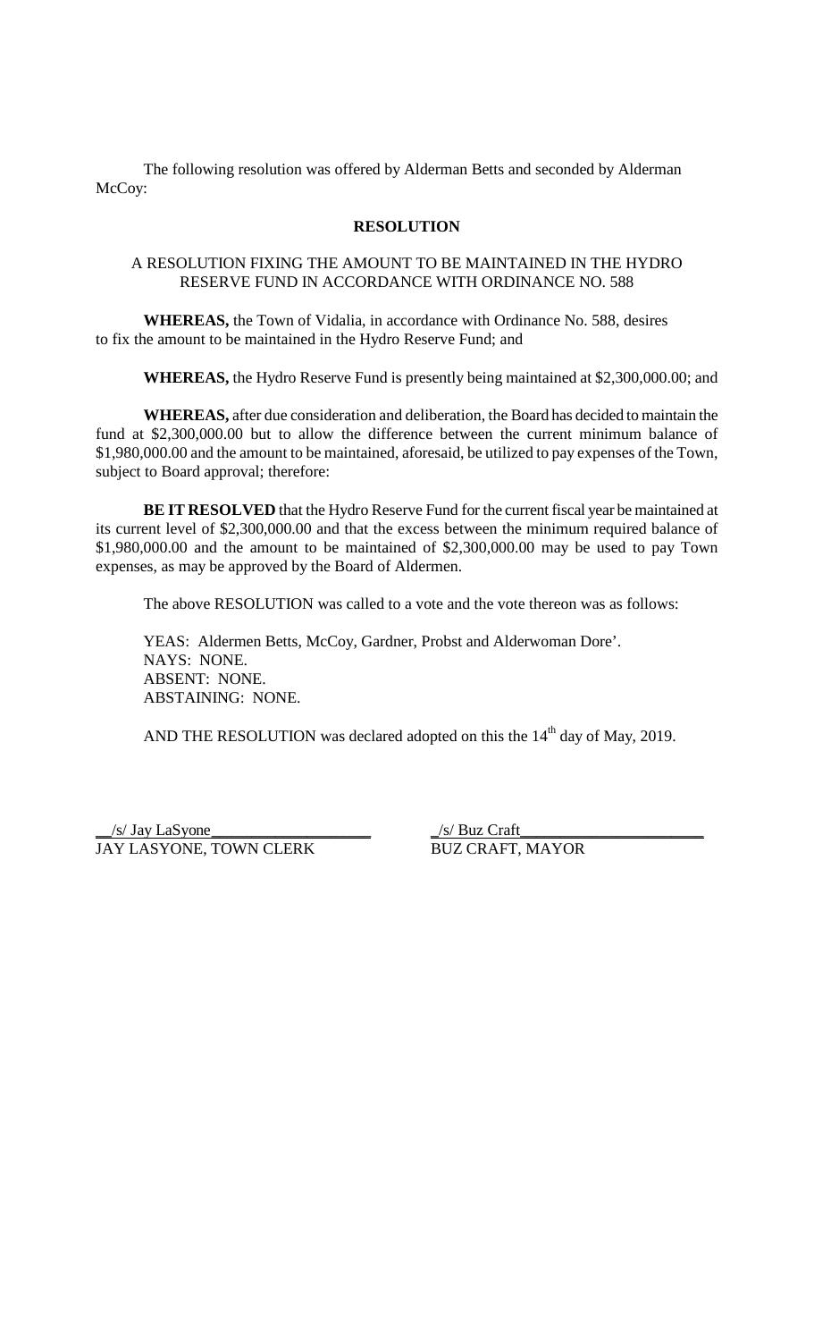The following resolution was offered by Alderman Betts and seconded by Alderman McCoy:

**RESOLUTION**

A RESOLUTION FIXING THE AMOUNT TO BE MAINTAINED IN THE HYDRO RESERVE FUND IN ACCORDANCE WITH ORDINANCE NO. 588

**WHEREAS,** the Town of Vidalia, in accordance with Ordinance No. 588, desires to fix the amount to be maintained in the Hydro Reserve Fund; and

**WHEREAS,** the Hydro Reserve Fund is presently being maintained at $2,300,000.00; and

**WHEREAS,** after due consideration and deliberation, the Board has decided to maintain the fund at $2,300,000.00 but to allow the difference between the current minimum balance of $1,980,000.00 and the amount to be maintained, aforesaid, be utilized to pay expenses of the Town, subject to Board approval; therefore:

**BE IT RESOLVED** that the Hydro Reserve Fund for the current fiscal year be maintained at its current level of $2,300,000.00 and that the excess between the minimum required balance of $1,980,000.00 and the amount to be maintained of $2,300,000.00 may be used to pay Town expenses, as may be approved by the Board of Aldermen.

The above RESOLUTION was called to a vote and the vote thereon was as follows:

YEAS: Aldermen Betts, McCoy, Gardner, Probst and Alderwoman Dore'.
NAYS: NONE.
ABSENT: NONE.
ABSTAINING: NONE.

AND THE RESOLUTION was declared adopted on this the 14th day of May, 2019.

/s/ Jay LaSyone
JAY LASYONE, TOWN CLERK

/s/ Buz Craft
BUZ CRAFT, MAYOR